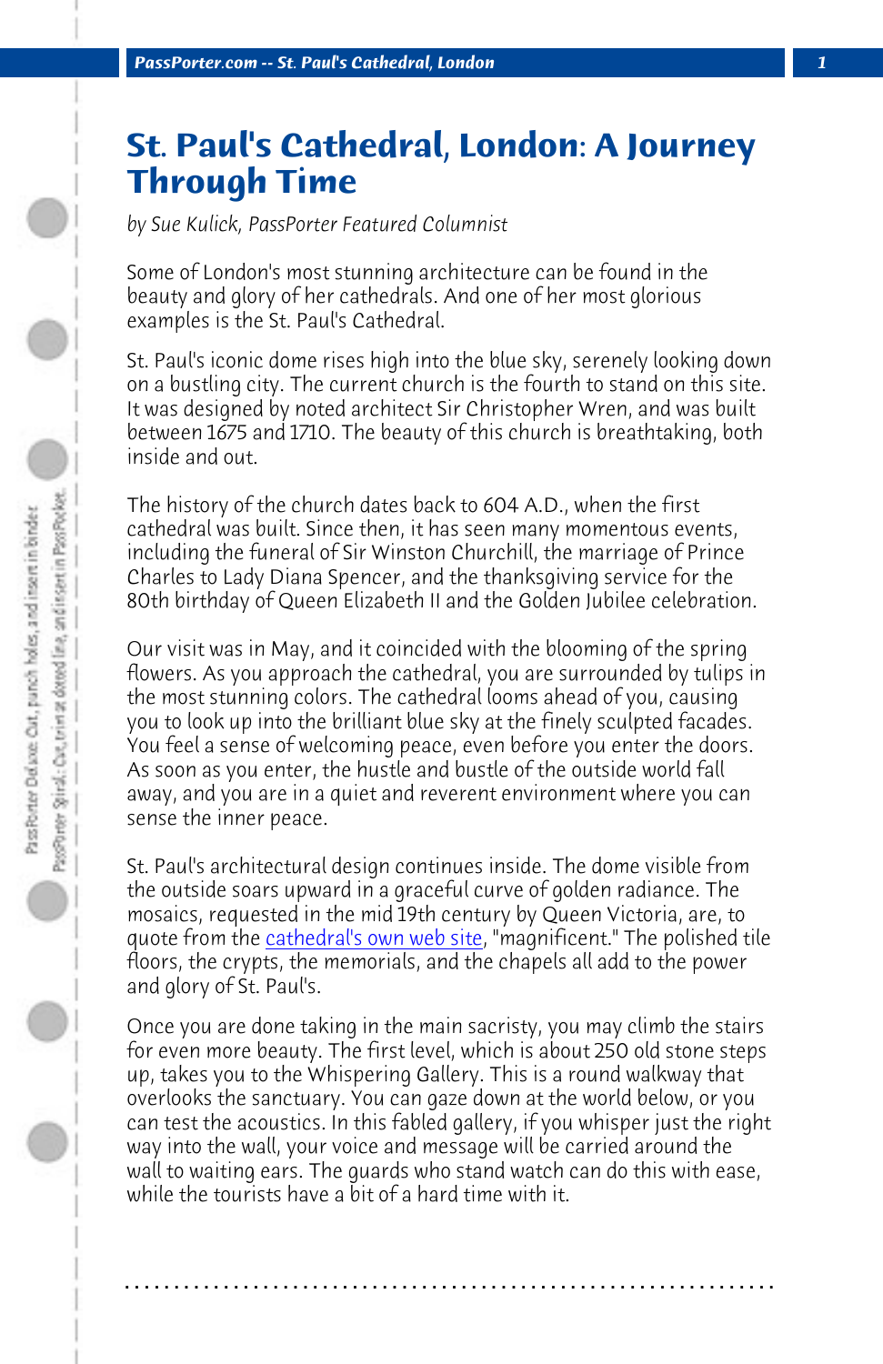# St. Paul's Cathedral, London: A Journey Through Time

*by Sue Kulick, PassPorter Featured Columnist*

Some of London's most stunning architecture can be found in the beauty and glory of her cathedrals. And one of her most glorious examples is the St. Paul's Cathedral.

St. Paul's iconic dome rises high into the blue sky, serenely looking down on a bustling city. The current church is the fourth to stand on this site. It was designed by noted architect Sir Christopher Wren, and was built between 1675 and 1710. The beauty of this church is breathtaking, both inside and out.

The history of the church dates back to 604 A.D., when the first cathedral was built. Since then, it has seen many momentous events, including the funeral of Sir Winston Churchill, the marriage of Prince Charles to Lady Diana Spencer, and the thanksgiving service for the 80th birthday of Queen Elizabeth II and the Golden Jubilee celebration.

Our visit was in May, and it coincided with the blooming of the spring flowers. As you approach the cathedral, you are surrounded by tulips in the most stunning colors. The cathedral looms ahead of you, causing you to look up into the brilliant blue sky at the finely sculpted facades. You feel a sense of welcoming peace, even before you enter the doors. As soon as you enter, the hustle and bustle of the outside world fall away, and you are in a quiet and reverent environment where you can sense the inner peace.

St. Paul's architectural design continues inside. The dome visible from the outside soars upward in a graceful curve of golden radiance. The mosaics, requested in the mid 19th century by Queen Victoria, are, to quote from the cathedral's own web site, "magnificent." The polished tile floors, the crypts, the memorials, and the chapels all add to the power and glory of St. Paul's.

Once you are done taking in the main sacristy, you may climb the stairs for even more beauty. The first level, which is about 250 old stone steps up, takes you to the Whispering Gallery. This is a round walkway that overlooks the sanctuary. You can gaze down at the world below, or you can test the acoustics. In this fabled gallery, if you whisper just the right way into the wall, your voice and message will be carried around the wall to waiting ears. The guards who stand watch can do this with ease, while the tourists have a bit of a hard time with it.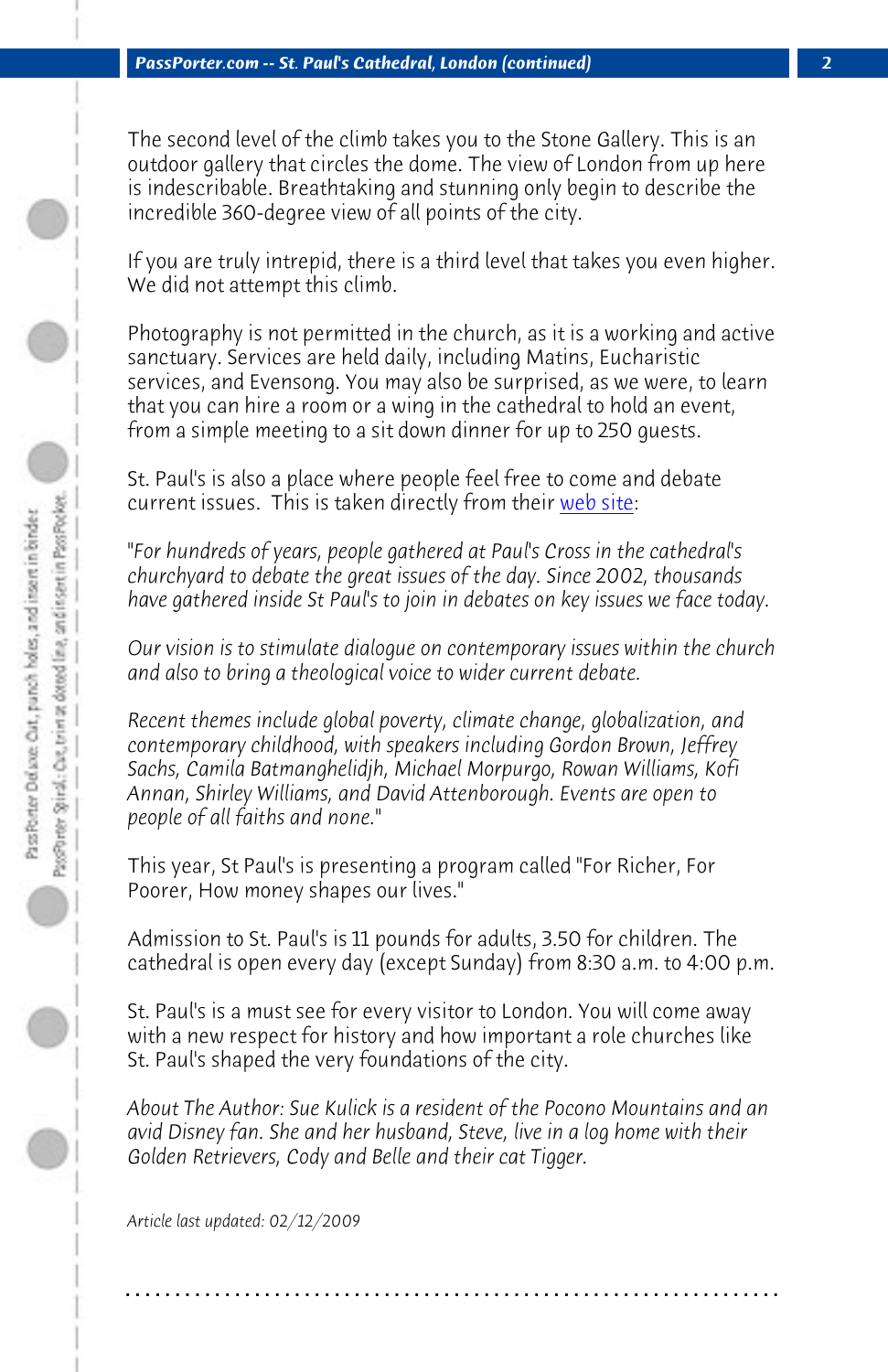The second level of the climb takes you to the Stone Gallery. This is an outdoor gallery that circles the dome. The view of London from up here is indescribable. Breathtaking and stunning only begin to describe the incredible 360-degree view of all points of the city.

If you are truly intrepid, there is a third level that takes you even higher. We did not attempt this climb.

Photography is not permitted in the church, as it is a working and active sanctuary. Services are held daily, including Matins, Eucharistic services, and Evensong. You may also be surprised, as we were, to learn that you can hire a room or a wing in the cathedral to hold an event, from a simple meeting to a sit down dinner for up to 250 guests.

St. Paul's is also a place where people feel free to come and debate current issues. This is taken directly from their web site:

*"For hundreds of years, people gathered at Paul's Cross in the cathedral's churchyard to debate the great issues of the day. Since 2002, thousands have gathered inside St Paul's to join in debates on key issues we face today.*

*Our vision is to stimulate dialogue on contemporary issues within the church and also to bring a theological voice to wider current debate.*

*Recent themes include global poverty, climate change, globalization, and contemporary childhood, with speakers including Gordon Brown, Jeffrey Sachs, Camila Batmanghelidjh, Michael Morpurgo, Rowan Williams, Kofi Annan, Shirley Williams, and David Attenborough. Events are open to people of all faiths and none."*

This year, St Paul's is presenting a program called "For Richer, For Poorer, How money shapes our lives."

Admission to St. Paul's is 11 pounds for adults, 3.50 for children. The cathedral is open every day (except Sunday) from 8:30 a.m. to 4:00 p.m.

St. Paul's is a must see for every visitor to London. You will come away with a new respect for history and how important a role churches like St. Paul's shaped the very foundations of the city.

*About The Author: Sue Kulick is a resident of the Pocono Mountains and an avid Disney fan. She and her husband, Steve, live in a log home with their Golden Retrievers, Cody and Belle and their cat Tigger.*

*Article last updated: 02/12/2009*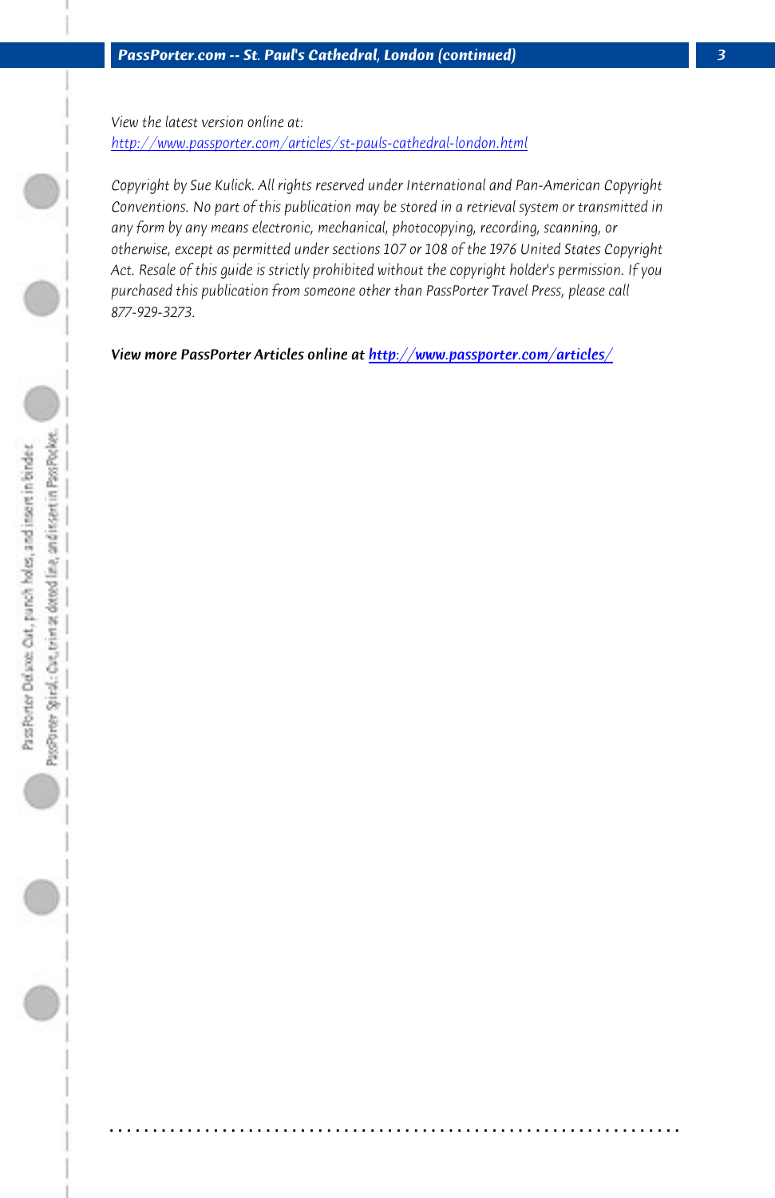*View the latest version online at:*
*http://www.passporter.com/articles/st-pauls-cathedral-london.html*

*Copyright by Sue Kulick. All rights reserved under International and Pan-American Copyright Conventions. No part of this publication may be stored in a retrieval system or transmitted in any form by any means electronic, mechanical, photocopying, recording, scanning, or otherwise, except as permitted under sections 107 or 108 of the 1976 United States Copyright Act. Resale of this guide is strictly prohibited without the copyright holder's permission. If you purchased this publication from someone other than PassPorter Travel Press, please call 877-929-3273.*

***View more PassPorter Articles online at http://www.passporter.com/articles/***